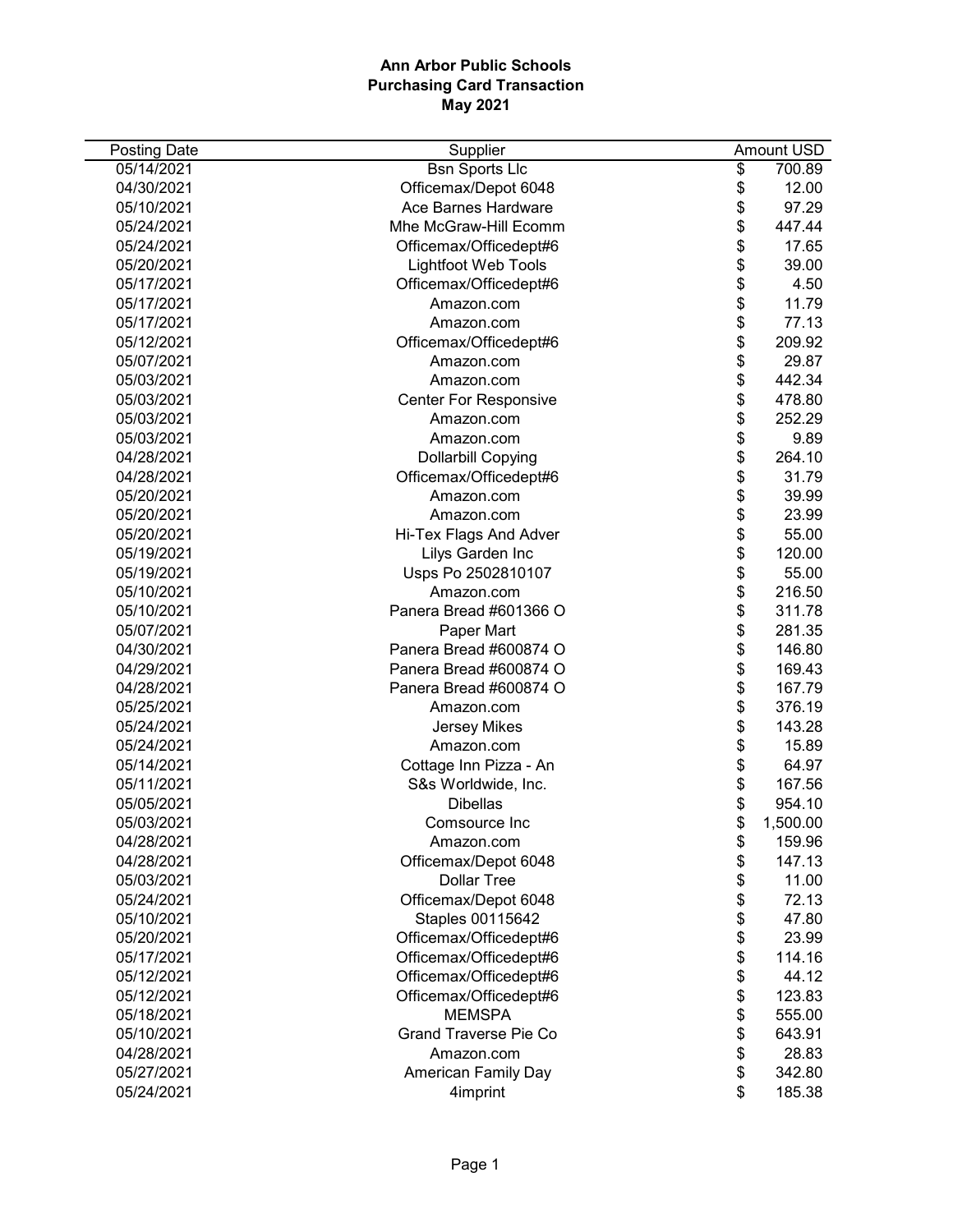**Ann Arbor Public Schools**
**Purchasing Card Transaction**
**May 2021**

| Posting Date | Supplier | Amount USD |
|---|---|---|
| 05/14/2021 | Bsn Sports Llc | $ 700.89 |
| 04/30/2021 | Officemax/Depot 6048 | $ 12.00 |
| 05/10/2021 | Ace Barnes Hardware | $ 97.29 |
| 05/24/2021 | Mhe McGraw-Hill Ecomm | $ 447.44 |
| 05/24/2021 | Officemax/Officedept#6 | $ 17.65 |
| 05/20/2021 | Lightfoot Web Tools | $ 39.00 |
| 05/17/2021 | Officemax/Officedept#6 | $ 4.50 |
| 05/17/2021 | Amazon.com | $ 11.79 |
| 05/17/2021 | Amazon.com | $ 77.13 |
| 05/12/2021 | Officemax/Officedept#6 | $ 209.92 |
| 05/07/2021 | Amazon.com | $ 29.87 |
| 05/03/2021 | Amazon.com | $ 442.34 |
| 05/03/2021 | Center For Responsive | $ 478.80 |
| 05/03/2021 | Amazon.com | $ 252.29 |
| 05/03/2021 | Amazon.com | $ 9.89 |
| 04/28/2021 | Dollarbill Copying | $ 264.10 |
| 04/28/2021 | Officemax/Officedept#6 | $ 31.79 |
| 05/20/2021 | Amazon.com | $ 39.99 |
| 05/20/2021 | Amazon.com | $ 23.99 |
| 05/20/2021 | Hi-Tex Flags And Adver | $ 55.00 |
| 05/19/2021 | Lilys Garden Inc | $ 120.00 |
| 05/19/2021 | Usps Po 2502810107 | $ 55.00 |
| 05/10/2021 | Amazon.com | $ 216.50 |
| 05/10/2021 | Panera Bread #601366 O | $ 311.78 |
| 05/07/2021 | Paper Mart | $ 281.35 |
| 04/30/2021 | Panera Bread #600874 O | $ 146.80 |
| 04/29/2021 | Panera Bread #600874 O | $ 169.43 |
| 04/28/2021 | Panera Bread #600874 O | $ 167.79 |
| 05/25/2021 | Amazon.com | $ 376.19 |
| 05/24/2021 | Jersey Mikes | $ 143.28 |
| 05/24/2021 | Amazon.com | $ 15.89 |
| 05/14/2021 | Cottage Inn Pizza - An | $ 64.97 |
| 05/11/2021 | S&s Worldwide, Inc. | $ 167.56 |
| 05/05/2021 | Dibellas | $ 954.10 |
| 05/03/2021 | Comsource Inc | $ 1,500.00 |
| 04/28/2021 | Amazon.com | $ 159.96 |
| 04/28/2021 | Officemax/Depot 6048 | $ 147.13 |
| 05/03/2021 | Dollar Tree | $ 11.00 |
| 05/24/2021 | Officemax/Depot 6048 | $ 72.13 |
| 05/10/2021 | Staples 00115642 | $ 47.80 |
| 05/20/2021 | Officemax/Officedept#6 | $ 23.99 |
| 05/17/2021 | Officemax/Officedept#6 | $ 114.16 |
| 05/12/2021 | Officemax/Officedept#6 | $ 44.12 |
| 05/12/2021 | Officemax/Officedept#6 | $ 123.83 |
| 05/18/2021 | MEMSPA | $ 555.00 |
| 05/10/2021 | Grand Traverse Pie Co | $ 643.91 |
| 04/28/2021 | Amazon.com | $ 28.83 |
| 05/27/2021 | American Family Day | $ 342.80 |
| 05/24/2021 | 4imprint | $ 185.38 |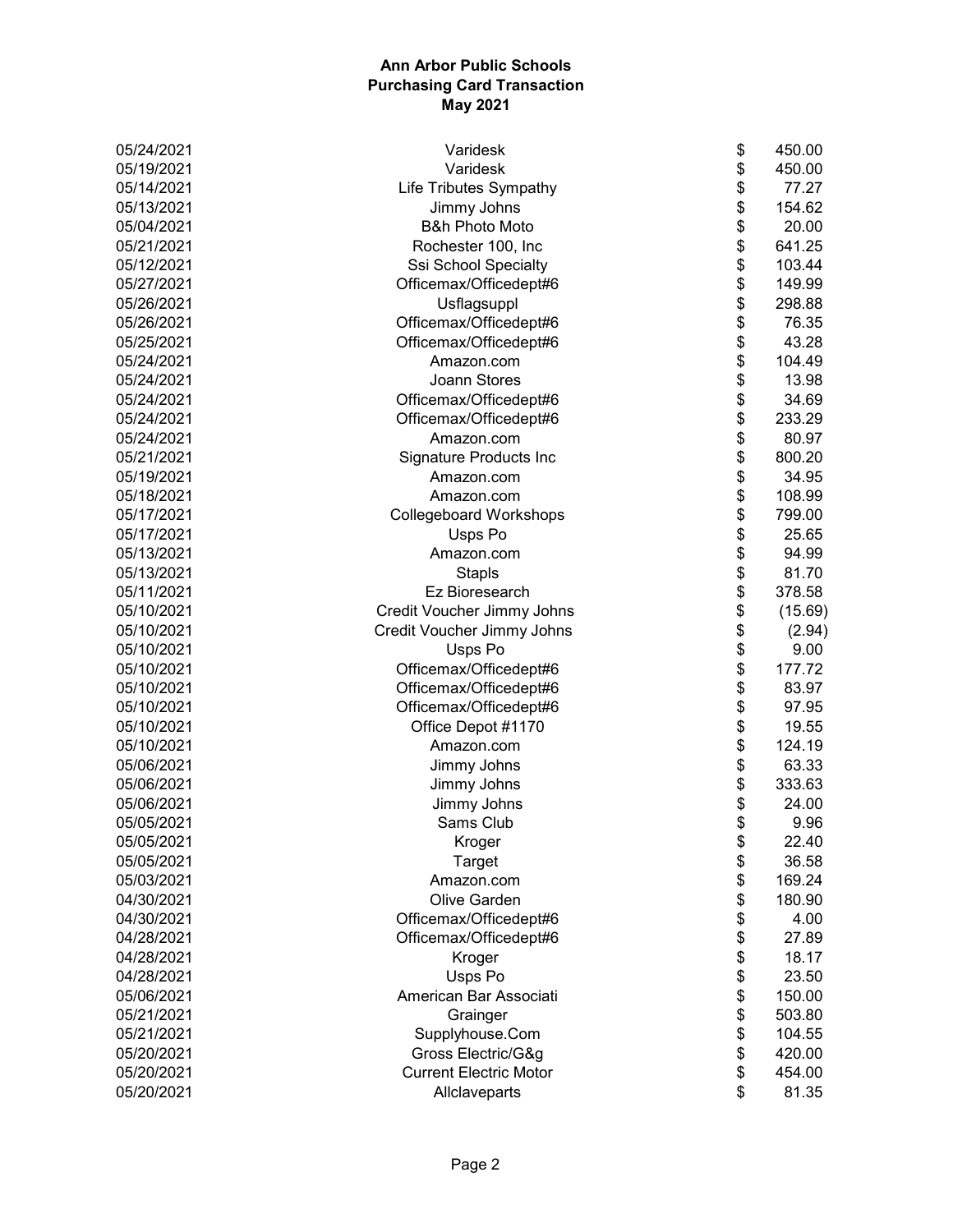# Ann Arbor Public Schools
## Purchasing Card Transaction
### May 2021

| Date | Vendor | Amount |
|---|---|---|
| 05/24/2021 | Varidesk | $ 450.00 |
| 05/19/2021 | Varidesk | $ 450.00 |
| 05/14/2021 | Life Tributes Sympathy | $ 77.27 |
| 05/13/2021 | Jimmy Johns | $ 154.62 |
| 05/04/2021 | B&h Photo Moto | $ 20.00 |
| 05/21/2021 | Rochester 100, Inc | $ 641.25 |
| 05/12/2021 | Ssi School Specialty | $ 103.44 |
| 05/27/2021 | Officemax/Officedept#6 | $ 149.99 |
| 05/26/2021 | Usflagsuppl | $ 298.88 |
| 05/26/2021 | Officemax/Officedept#6 | $ 76.35 |
| 05/25/2021 | Officemax/Officedept#6 | $ 43.28 |
| 05/24/2021 | Amazon.com | $ 104.49 |
| 05/24/2021 | Joann Stores | $ 13.98 |
| 05/24/2021 | Officemax/Officedept#6 | $ 34.69 |
| 05/24/2021 | Officemax/Officedept#6 | $ 233.29 |
| 05/24/2021 | Amazon.com | $ 80.97 |
| 05/21/2021 | Signature Products Inc | $ 800.20 |
| 05/19/2021 | Amazon.com | $ 34.95 |
| 05/18/2021 | Amazon.com | $ 108.99 |
| 05/17/2021 | Collegeboard Workshops | $ 799.00 |
| 05/17/2021 | Usps Po | $ 25.65 |
| 05/13/2021 | Amazon.com | $ 94.99 |
| 05/13/2021 | Stapls | $ 81.70 |
| 05/11/2021 | Ez Bioresearch | $ 378.58 |
| 05/10/2021 | Credit Voucher Jimmy Johns | $ (15.69) |
| 05/10/2021 | Credit Voucher Jimmy Johns | $ (2.94) |
| 05/10/2021 | Usps Po | $ 9.00 |
| 05/10/2021 | Officemax/Officedept#6 | $ 177.72 |
| 05/10/2021 | Officemax/Officedept#6 | $ 83.97 |
| 05/10/2021 | Officemax/Officedept#6 | $ 97.95 |
| 05/10/2021 | Office Depot #1170 | $ 19.55 |
| 05/10/2021 | Amazon.com | $ 124.19 |
| 05/06/2021 | Jimmy Johns | $ 63.33 |
| 05/06/2021 | Jimmy Johns | $ 333.63 |
| 05/06/2021 | Jimmy Johns | $ 24.00 |
| 05/05/2021 | Sams Club | $ 9.96 |
| 05/05/2021 | Kroger | $ 22.40 |
| 05/05/2021 | Target | $ 36.58 |
| 05/03/2021 | Amazon.com | $ 169.24 |
| 04/30/2021 | Olive Garden | $ 180.90 |
| 04/30/2021 | Officemax/Officedept#6 | $ 4.00 |
| 04/28/2021 | Officemax/Officedept#6 | $ 27.89 |
| 04/28/2021 | Kroger | $ 18.17 |
| 04/28/2021 | Usps Po | $ 23.50 |
| 05/06/2021 | American Bar Associati | $ 150.00 |
| 05/21/2021 | Grainger | $ 503.80 |
| 05/21/2021 | Supplyhouse.Com | $ 104.55 |
| 05/20/2021 | Gross Electric/G&g | $ 420.00 |
| 05/20/2021 | Current Electric Motor | $ 454.00 |
| 05/20/2021 | Allclaveparts | $ 81.35 |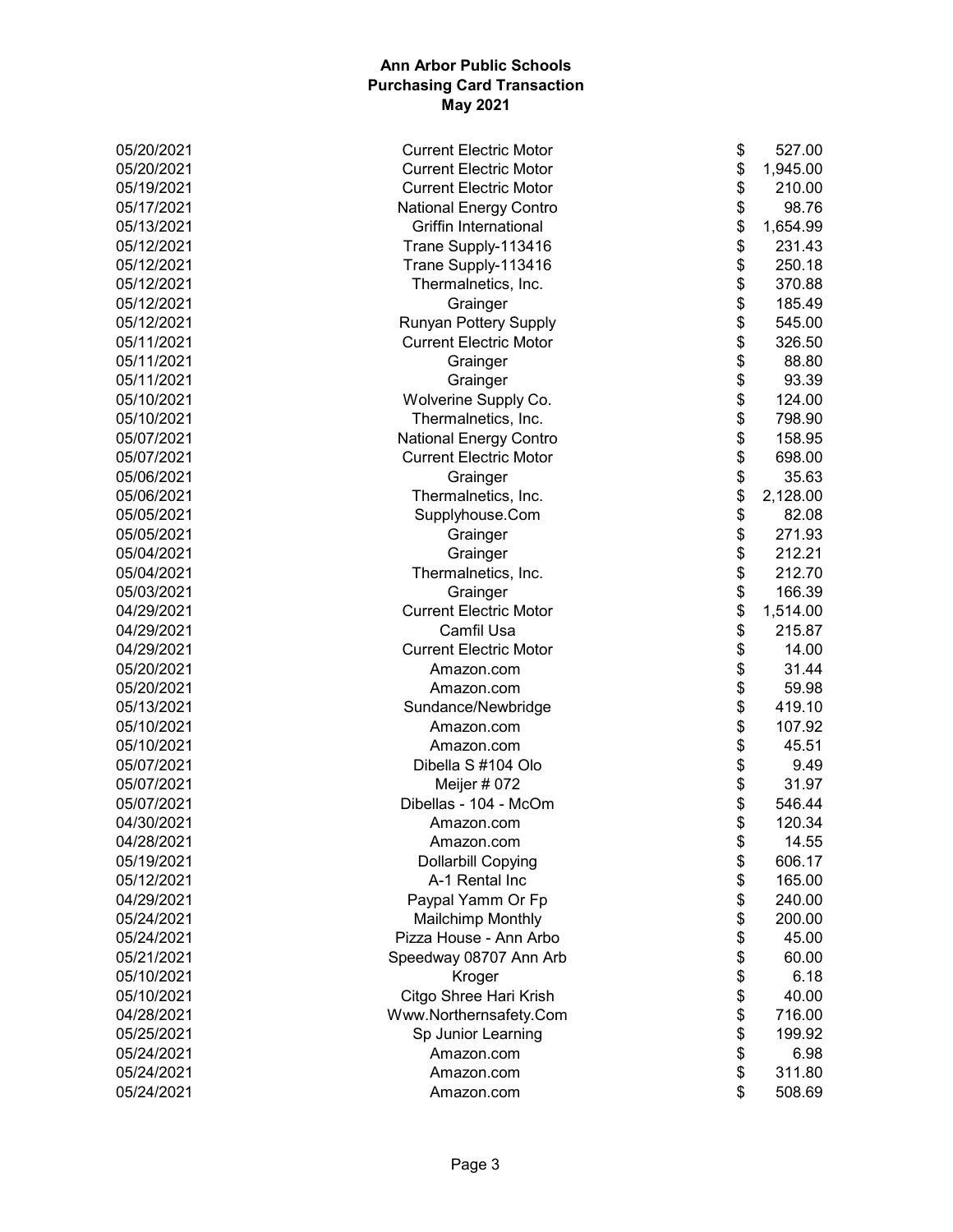**Ann Arbor Public Schools**
**Purchasing Card Transaction**
**May 2021**

| | | |
|---|---|---|
| 05/20/2021 | Current Electric Motor | $ 527.00 |
| 05/20/2021 | Current Electric Motor | $ 1,945.00 |
| 05/19/2021 | Current Electric Motor | $ 210.00 |
| 05/17/2021 | National Energy Contro | $ 98.76 |
| 05/13/2021 | Griffin International | $ 1,654.99 |
| 05/12/2021 | Trane Supply-113416 | $ 231.43 |
| 05/12/2021 | Trane Supply-113416 | $ 250.18 |
| 05/12/2021 | Thermalnetics, Inc. | $ 370.88 |
| 05/12/2021 | Grainger | $ 185.49 |
| 05/12/2021 | Runyan Pottery Supply | $ 545.00 |
| 05/11/2021 | Current Electric Motor | $ 326.50 |
| 05/11/2021 | Grainger | $ 88.80 |
| 05/11/2021 | Grainger | $ 93.39 |
| 05/10/2021 | Wolverine Supply Co. | $ 124.00 |
| 05/10/2021 | Thermalnetics, Inc. | $ 798.90 |
| 05/07/2021 | National Energy Contro | $ 158.95 |
| 05/07/2021 | Current Electric Motor | $ 698.00 |
| 05/06/2021 | Grainger | $ 35.63 |
| 05/06/2021 | Thermalnetics, Inc. | $ 2,128.00 |
| 05/05/2021 | Supplyhouse.Com | $ 82.08 |
| 05/05/2021 | Grainger | $ 271.93 |
| 05/04/2021 | Grainger | $ 212.21 |
| 05/04/2021 | Thermalnetics, Inc. | $ 212.70 |
| 05/03/2021 | Grainger | $ 166.39 |
| 04/29/2021 | Current Electric Motor | $ 1,514.00 |
| 04/29/2021 | Camfil Usa | $ 215.87 |
| 04/29/2021 | Current Electric Motor | $ 14.00 |
| 05/20/2021 | Amazon.com | $ 31.44 |
| 05/20/2021 | Amazon.com | $ 59.98 |
| 05/13/2021 | Sundance/Newbridge | $ 419.10 |
| 05/10/2021 | Amazon.com | $ 107.92 |
| 05/10/2021 | Amazon.com | $ 45.51 |
| 05/07/2021 | Dibella S #104 Olo | $ 9.49 |
| 05/07/2021 | Meijer # 072 | $ 31.97 |
| 05/07/2021 | Dibellas - 104 - McOm | $ 546.44 |
| 04/30/2021 | Amazon.com | $ 120.34 |
| 04/28/2021 | Amazon.com | $ 14.55 |
| 05/19/2021 | Dollarbill Copying | $ 606.17 |
| 05/12/2021 | A-1 Rental Inc | $ 165.00 |
| 04/29/2021 | Paypal Yamm Or Fp | $ 240.00 |
| 05/24/2021 | Mailchimp Monthly | $ 200.00 |
| 05/24/2021 | Pizza House - Ann Arbo | $ 45.00 |
| 05/21/2021 | Speedway 08707 Ann Arb | $ 60.00 |
| 05/10/2021 | Kroger | $ 6.18 |
| 05/10/2021 | Citgo Shree Hari Krish | $ 40.00 |
| 04/28/2021 | Www.Northernsafety.Com | $ 716.00 |
| 05/25/2021 | Sp Junior Learning | $ 199.92 |
| 05/24/2021 | Amazon.com | $ 6.98 |
| 05/24/2021 | Amazon.com | $ 311.80 |
| 05/24/2021 | Amazon.com | $ 508.69 |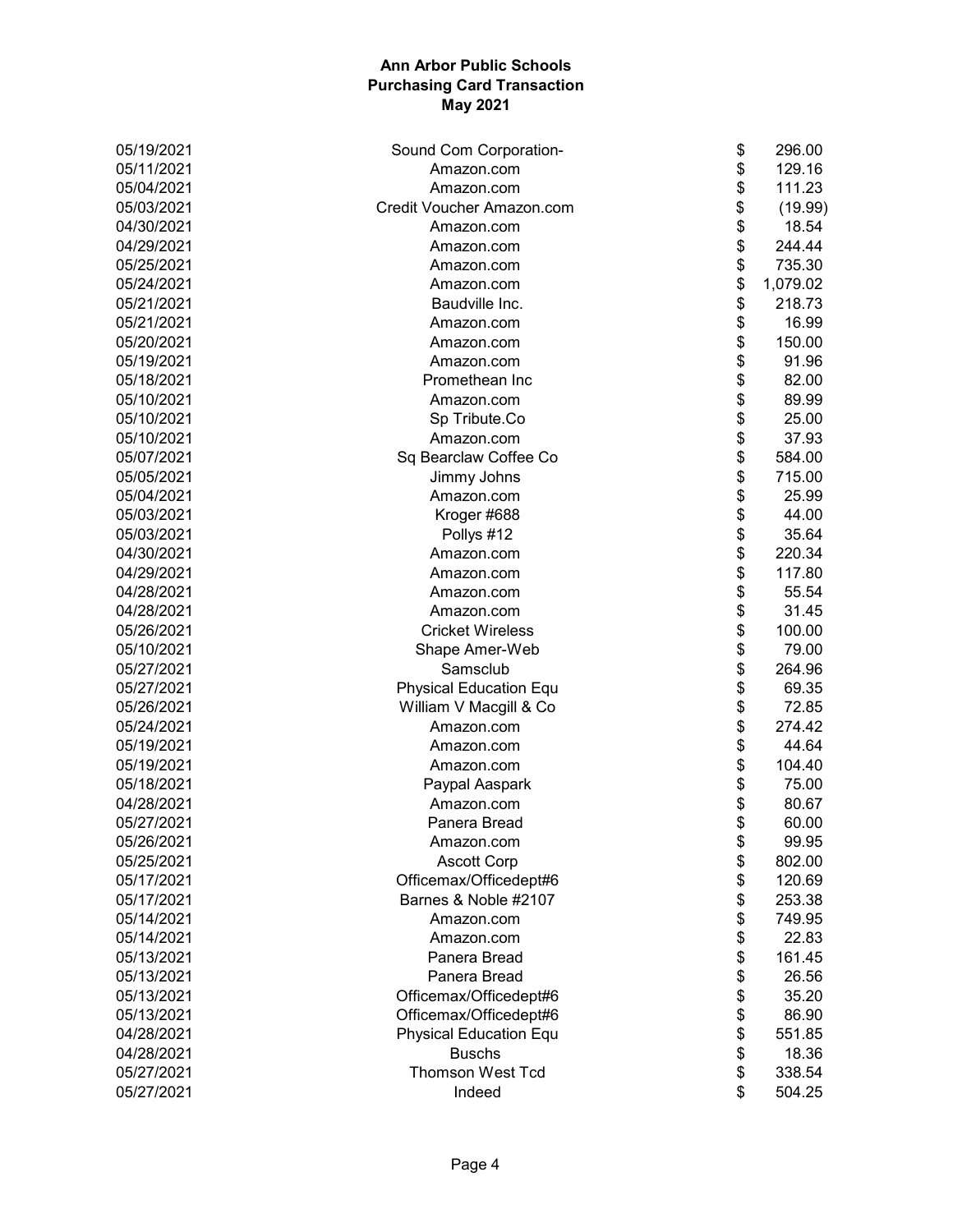**Ann Arbor Public Schools**
**Purchasing Card Transaction**
**May 2021**

| Date | Vendor | | Amount |
|---|---|---|---|
| 05/19/2021 | Sound Com Corporation- | $ | 296.00 |
| 05/11/2021 | Amazon.com | $ | 129.16 |
| 05/04/2021 | Amazon.com | $ | 111.23 |
| 05/03/2021 | Credit Voucher Amazon.com | $ | (19.99) |
| 04/30/2021 | Amazon.com | $ | 18.54 |
| 04/29/2021 | Amazon.com | $ | 244.44 |
| 05/25/2021 | Amazon.com | $ | 735.30 |
| 05/24/2021 | Amazon.com | $ | 1,079.02 |
| 05/21/2021 | Baudville Inc. | $ | 218.73 |
| 05/21/2021 | Amazon.com | $ | 16.99 |
| 05/20/2021 | Amazon.com | $ | 150.00 |
| 05/19/2021 | Amazon.com | $ | 91.96 |
| 05/18/2021 | Promethean Inc | $ | 82.00 |
| 05/10/2021 | Amazon.com | $ | 89.99 |
| 05/10/2021 | Sp Tribute.Co | $ | 25.00 |
| 05/10/2021 | Amazon.com | $ | 37.93 |
| 05/07/2021 | Sq Bearclaw Coffee Co | $ | 584.00 |
| 05/05/2021 | Jimmy Johns | $ | 715.00 |
| 05/04/2021 | Amazon.com | $ | 25.99 |
| 05/03/2021 | Kroger #688 | $ | 44.00 |
| 05/03/2021 | Pollys #12 | $ | 35.64 |
| 04/30/2021 | Amazon.com | $ | 220.34 |
| 04/29/2021 | Amazon.com | $ | 117.80 |
| 04/28/2021 | Amazon.com | $ | 55.54 |
| 04/28/2021 | Amazon.com | $ | 31.45 |
| 05/26/2021 | Cricket Wireless | $ | 100.00 |
| 05/10/2021 | Shape Amer-Web | $ | 79.00 |
| 05/27/2021 | Samsclub | $ | 264.96 |
| 05/27/2021 | Physical Education Equ | $ | 69.35 |
| 05/26/2021 | William V Macgill & Co | $ | 72.85 |
| 05/24/2021 | Amazon.com | $ | 274.42 |
| 05/19/2021 | Amazon.com | $ | 44.64 |
| 05/19/2021 | Amazon.com | $ | 104.40 |
| 05/18/2021 | Paypal Aaspark | $ | 75.00 |
| 04/28/2021 | Amazon.com | $ | 80.67 |
| 05/27/2021 | Panera Bread | $ | 60.00 |
| 05/26/2021 | Amazon.com | $ | 99.95 |
| 05/25/2021 | Ascott Corp | $ | 802.00 |
| 05/17/2021 | Officemax/Officedept#6 | $ | 120.69 |
| 05/17/2021 | Barnes & Noble #2107 | $ | 253.38 |
| 05/14/2021 | Amazon.com | $ | 749.95 |
| 05/14/2021 | Amazon.com | $ | 22.83 |
| 05/13/2021 | Panera Bread | $ | 161.45 |
| 05/13/2021 | Panera Bread | $ | 26.56 |
| 05/13/2021 | Officemax/Officedept#6 | $ | 35.20 |
| 05/13/2021 | Officemax/Officedept#6 | $ | 86.90 |
| 04/28/2021 | Physical Education Equ | $ | 551.85 |
| 04/28/2021 | Buschs | $ | 18.36 |
| 05/27/2021 | Thomson West Tcd | $ | 338.54 |
| 05/27/2021 | Indeed | $ | 504.25 |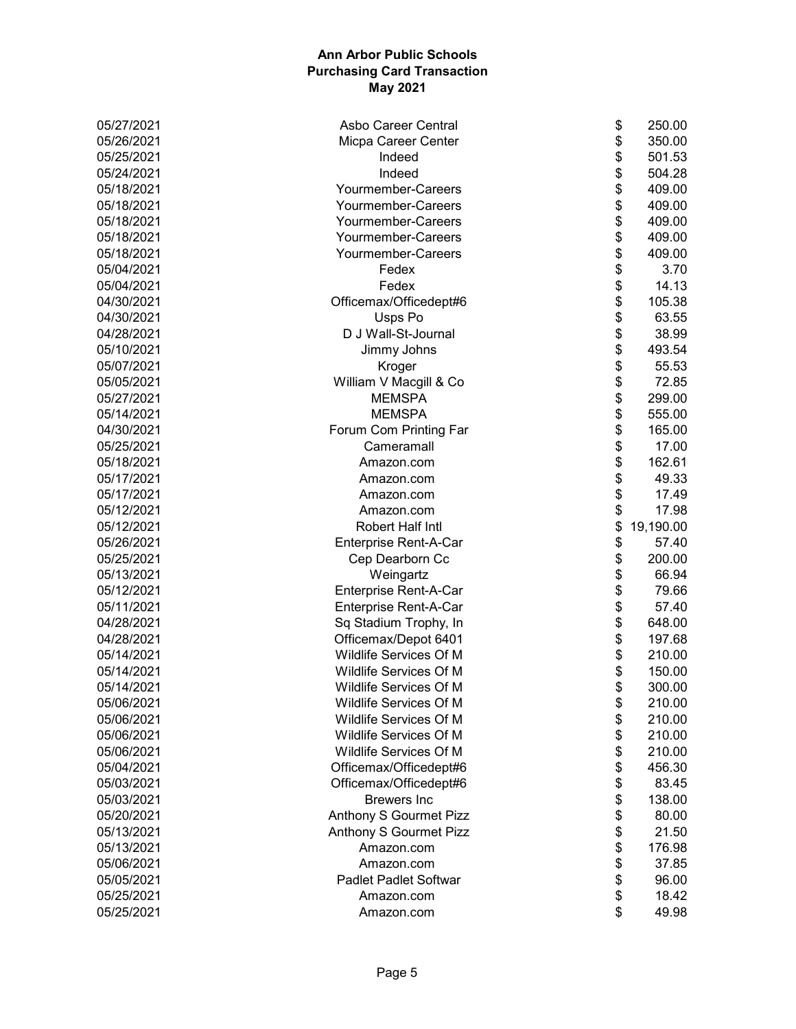**Ann Arbor Public Schools**
**Purchasing Card Transaction**
**May 2021**

| | | |
|---|---|---|
| 05/27/2021 | Asbo Career Central | $ 250.00 |
| 05/26/2021 | Micpa Career Center | $ 350.00 |
| 05/25/2021 | Indeed | $ 501.53 |
| 05/24/2021 | Indeed | $ 504.28 |
| 05/18/2021 | Yourmember-Careers | $ 409.00 |
| 05/18/2021 | Yourmember-Careers | $ 409.00 |
| 05/18/2021 | Yourmember-Careers | $ 409.00 |
| 05/18/2021 | Yourmember-Careers | $ 409.00 |
| 05/18/2021 | Yourmember-Careers | $ 409.00 |
| 05/04/2021 | Fedex | $ 3.70 |
| 05/04/2021 | Fedex | $ 14.13 |
| 04/30/2021 | Officemax/Officedept#6 | $ 105.38 |
| 04/30/2021 | Usps Po | $ 63.55 |
| 04/28/2021 | D J Wall-St-Journal | $ 38.99 |
| 05/10/2021 | Jimmy Johns | $ 493.54 |
| 05/07/2021 | Kroger | $ 55.53 |
| 05/05/2021 | William V Macgill & Co | $ 72.85 |
| 05/27/2021 | MEMSPA | $ 299.00 |
| 05/14/2021 | MEMSPA | $ 555.00 |
| 04/30/2021 | Forum Com Printing Far | $ 165.00 |
| 05/25/2021 | Cameramall | $ 17.00 |
| 05/18/2021 | Amazon.com | $ 162.61 |
| 05/17/2021 | Amazon.com | $ 49.33 |
| 05/17/2021 | Amazon.com | $ 17.49 |
| 05/12/2021 | Amazon.com | $ 17.98 |
| 05/12/2021 | Robert Half Intl | $ 19,190.00 |
| 05/26/2021 | Enterprise Rent-A-Car | $ 57.40 |
| 05/25/2021 | Cep Dearborn Cc | $ 200.00 |
| 05/13/2021 | Weingartz | $ 66.94 |
| 05/12/2021 | Enterprise Rent-A-Car | $ 79.66 |
| 05/11/2021 | Enterprise Rent-A-Car | $ 57.40 |
| 04/28/2021 | Sq Stadium Trophy, In | $ 648.00 |
| 04/28/2021 | Officemax/Depot 6401 | $ 197.68 |
| 05/14/2021 | Wildlife Services Of M | $ 210.00 |
| 05/14/2021 | Wildlife Services Of M | $ 150.00 |
| 05/14/2021 | Wildlife Services Of M | $ 300.00 |
| 05/06/2021 | Wildlife Services Of M | $ 210.00 |
| 05/06/2021 | Wildlife Services Of M | $ 210.00 |
| 05/06/2021 | Wildlife Services Of M | $ 210.00 |
| 05/06/2021 | Wildlife Services Of M | $ 210.00 |
| 05/04/2021 | Officemax/Officedept#6 | $ 456.30 |
| 05/03/2021 | Officemax/Officedept#6 | $ 83.45 |
| 05/03/2021 | Brewers Inc | $ 138.00 |
| 05/20/2021 | Anthony S Gourmet Pizz | $ 80.00 |
| 05/13/2021 | Anthony S Gourmet Pizz | $ 21.50 |
| 05/13/2021 | Amazon.com | $ 176.98 |
| 05/06/2021 | Amazon.com | $ 37.85 |
| 05/05/2021 | Padlet Padlet Softwar | $ 96.00 |
| 05/25/2021 | Amazon.com | $ 18.42 |
| 05/25/2021 | Amazon.com | $ 49.98 |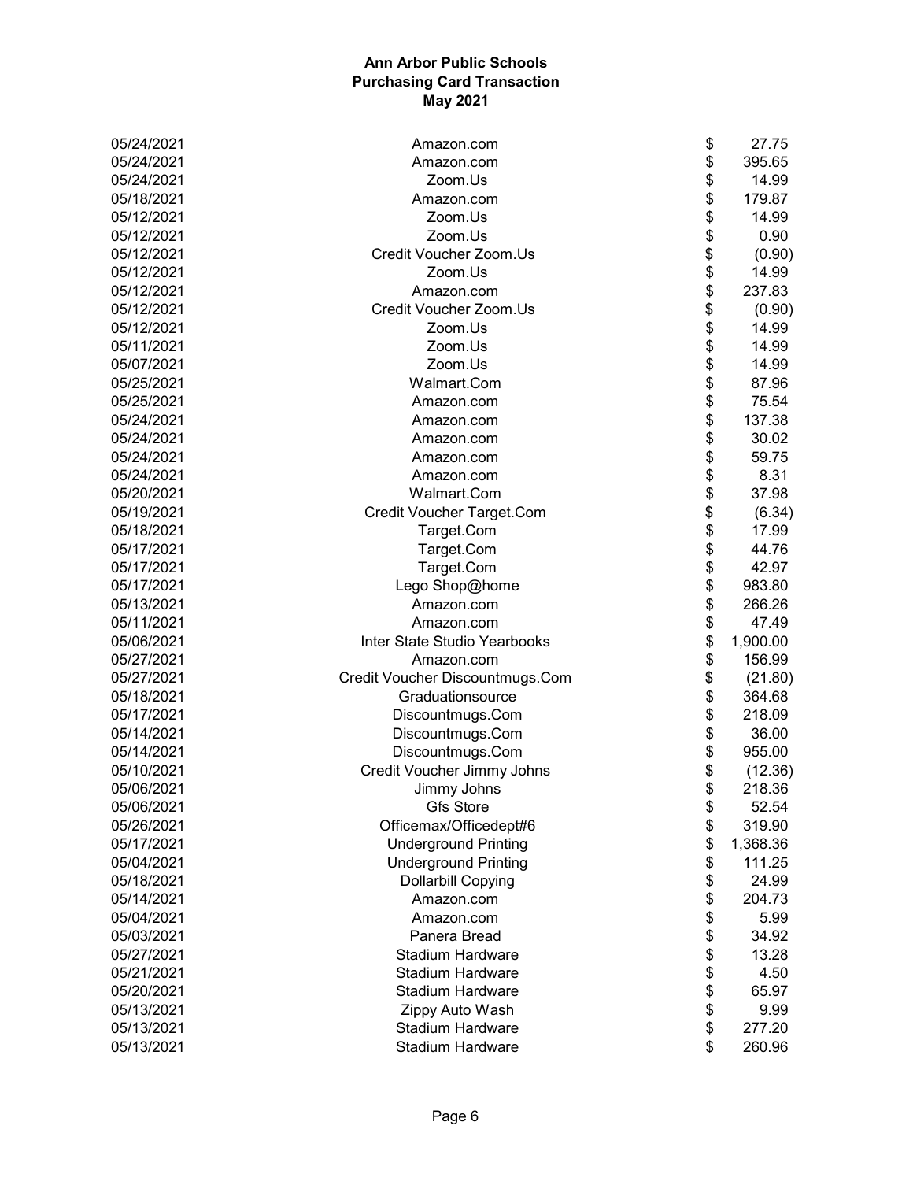# Ann Arbor Public Schools
## Purchasing Card Transaction
### May 2021

| Date | Vendor | Amount |
|---|---|---|
| 05/24/2021 | Amazon.com | $ 27.75 |
| 05/24/2021 | Amazon.com | $ 395.65 |
| 05/24/2021 | Zoom.Us | $ 14.99 |
| 05/18/2021 | Amazon.com | $ 179.87 |
| 05/12/2021 | Zoom.Us | $ 14.99 |
| 05/12/2021 | Zoom.Us | $ 0.90 |
| 05/12/2021 | Credit Voucher Zoom.Us | $ (0.90) |
| 05/12/2021 | Zoom.Us | $ 14.99 |
| 05/12/2021 | Amazon.com | $ 237.83 |
| 05/12/2021 | Credit Voucher Zoom.Us | $ (0.90) |
| 05/12/2021 | Zoom.Us | $ 14.99 |
| 05/11/2021 | Zoom.Us | $ 14.99 |
| 05/07/2021 | Zoom.Us | $ 14.99 |
| 05/25/2021 | Walmart.Com | $ 87.96 |
| 05/25/2021 | Amazon.com | $ 75.54 |
| 05/24/2021 | Amazon.com | $ 137.38 |
| 05/24/2021 | Amazon.com | $ 30.02 |
| 05/24/2021 | Amazon.com | $ 59.75 |
| 05/24/2021 | Amazon.com | $ 8.31 |
| 05/20/2021 | Walmart.Com | $ 37.98 |
| 05/19/2021 | Credit Voucher Target.Com | $ (6.34) |
| 05/18/2021 | Target.Com | $ 17.99 |
| 05/17/2021 | Target.Com | $ 44.76 |
| 05/17/2021 | Target.Com | $ 42.97 |
| 05/17/2021 | Lego Shop@home | $ 983.80 |
| 05/13/2021 | Amazon.com | $ 266.26 |
| 05/11/2021 | Amazon.com | $ 47.49 |
| 05/06/2021 | Inter State Studio Yearbooks | $ 1,900.00 |
| 05/27/2021 | Amazon.com | $ 156.99 |
| 05/27/2021 | Credit Voucher Discountmugs.Com | $ (21.80) |
| 05/18/2021 | Graduationsource | $ 364.68 |
| 05/17/2021 | Discountmugs.Com | $ 218.09 |
| 05/14/2021 | Discountmugs.Com | $ 36.00 |
| 05/14/2021 | Discountmugs.Com | $ 955.00 |
| 05/10/2021 | Credit Voucher Jimmy Johns | $ (12.36) |
| 05/06/2021 | Jimmy Johns | $ 218.36 |
| 05/06/2021 | Gfs Store | $ 52.54 |
| 05/26/2021 | Officemax/Officedept#6 | $ 319.90 |
| 05/17/2021 | Underground Printing | $ 1,368.36 |
| 05/04/2021 | Underground Printing | $ 111.25 |
| 05/18/2021 | Dollarbill Copying | $ 24.99 |
| 05/14/2021 | Amazon.com | $ 204.73 |
| 05/04/2021 | Amazon.com | $ 5.99 |
| 05/03/2021 | Panera Bread | $ 34.92 |
| 05/27/2021 | Stadium Hardware | $ 13.28 |
| 05/21/2021 | Stadium Hardware | $ 4.50 |
| 05/20/2021 | Stadium Hardware | $ 65.97 |
| 05/13/2021 | Zippy Auto Wash | $ 9.99 |
| 05/13/2021 | Stadium Hardware | $ 277.20 |
| 05/13/2021 | Stadium Hardware | $ 260.96 |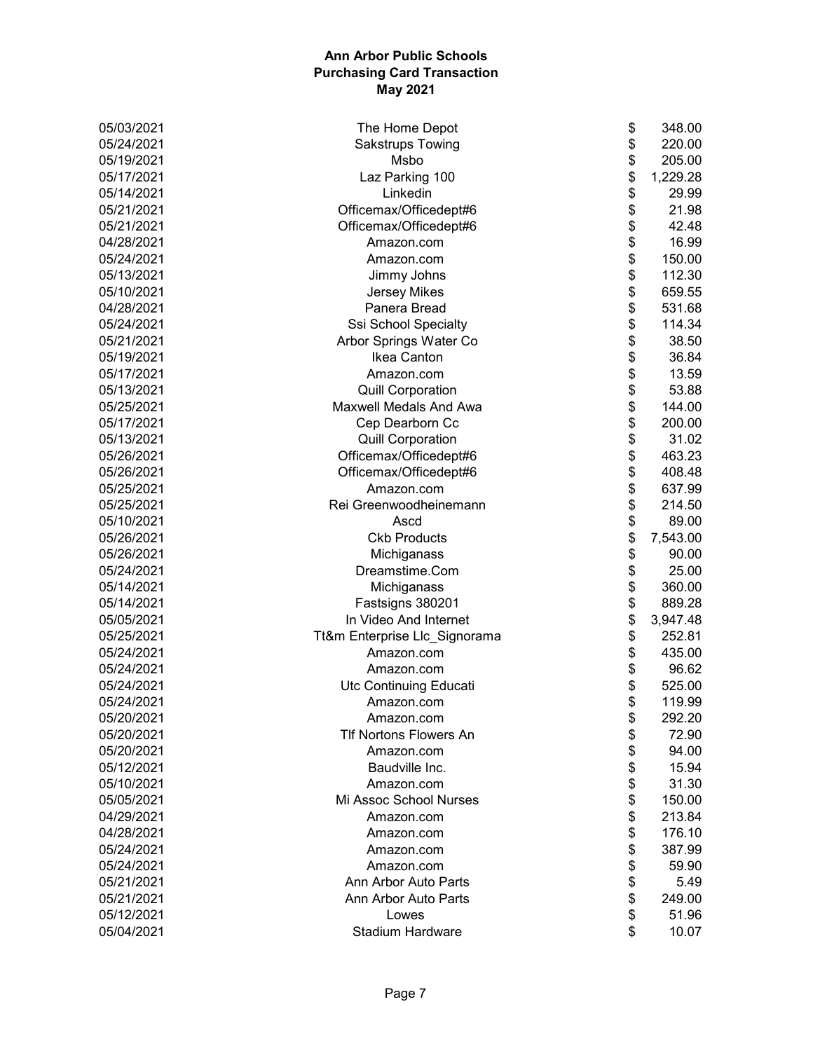**Ann Arbor Public Schools**
**Purchasing Card Transaction**
**May 2021**

| Date | Vendor | Amount |
|---|---|---|
| 05/03/2021 | The Home Depot | $ 348.00 |
| 05/24/2021 | Sakstrups Towing | $ 220.00 |
| 05/19/2021 | Msbo | $ 205.00 |
| 05/17/2021 | Laz Parking 100 | $ 1,229.28 |
| 05/14/2021 | Linkedin | $ 29.99 |
| 05/21/2021 | Officemax/Officedept#6 | $ 21.98 |
| 05/21/2021 | Officemax/Officedept#6 | $ 42.48 |
| 04/28/2021 | Amazon.com | $ 16.99 |
| 05/24/2021 | Amazon.com | $ 150.00 |
| 05/13/2021 | Jimmy Johns | $ 112.30 |
| 05/10/2021 | Jersey Mikes | $ 659.55 |
| 04/28/2021 | Panera Bread | $ 531.68 |
| 05/24/2021 | Ssi School Specialty | $ 114.34 |
| 05/21/2021 | Arbor Springs Water Co | $ 38.50 |
| 05/19/2021 | Ikea Canton | $ 36.84 |
| 05/17/2021 | Amazon.com | $ 13.59 |
| 05/13/2021 | Quill Corporation | $ 53.88 |
| 05/25/2021 | Maxwell Medals And Awa | $ 144.00 |
| 05/17/2021 | Cep Dearborn Cc | $ 200.00 |
| 05/13/2021 | Quill Corporation | $ 31.02 |
| 05/26/2021 | Officemax/Officedept#6 | $ 463.23 |
| 05/26/2021 | Officemax/Officedept#6 | $ 408.48 |
| 05/25/2021 | Amazon.com | $ 637.99 |
| 05/25/2021 | Rei Greenwoodheinemann | $ 214.50 |
| 05/10/2021 | Ascd | $ 89.00 |
| 05/26/2021 | Ckb Products | $ 7,543.00 |
| 05/26/2021 | Michiganass | $ 90.00 |
| 05/24/2021 | Dreamstime.Com | $ 25.00 |
| 05/14/2021 | Michiganass | $ 360.00 |
| 05/14/2021 | Fastsigns 380201 | $ 889.28 |
| 05/05/2021 | In Video And Internet | $ 3,947.48 |
| 05/25/2021 | Tt&m Enterprise Llc_Signorama | $ 252.81 |
| 05/24/2021 | Amazon.com | $ 435.00 |
| 05/24/2021 | Amazon.com | $ 96.62 |
| 05/24/2021 | Utc Continuing Educati | $ 525.00 |
| 05/24/2021 | Amazon.com | $ 119.99 |
| 05/20/2021 | Amazon.com | $ 292.20 |
| 05/20/2021 | Tlf Nortons Flowers An | $ 72.90 |
| 05/20/2021 | Amazon.com | $ 94.00 |
| 05/12/2021 | Baudville Inc. | $ 15.94 |
| 05/10/2021 | Amazon.com | $ 31.30 |
| 05/05/2021 | Mi Assoc School Nurses | $ 150.00 |
| 04/29/2021 | Amazon.com | $ 213.84 |
| 04/28/2021 | Amazon.com | $ 176.10 |
| 05/24/2021 | Amazon.com | $ 387.99 |
| 05/24/2021 | Amazon.com | $ 59.90 |
| 05/21/2021 | Ann Arbor Auto Parts | $ 5.49 |
| 05/21/2021 | Ann Arbor Auto Parts | $ 249.00 |
| 05/12/2021 | Lowes | $ 51.96 |
| 05/04/2021 | Stadium Hardware | $ 10.07 |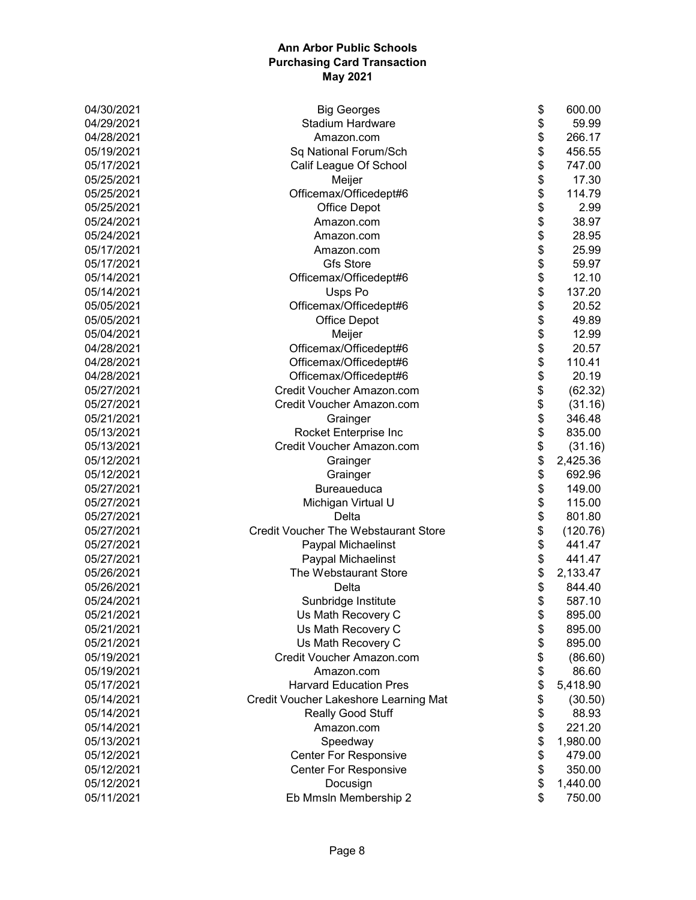# Ann Arbor Public Schools
## Purchasing Card Transaction
### May 2021

| Date | Vendor | Amount |
|---|---|---|
| 04/30/2021 | Big Georges | $ 600.00 |
| 04/29/2021 | Stadium Hardware | $ 59.99 |
| 04/28/2021 | Amazon.com | $ 266.17 |
| 05/19/2021 | Sq National Forum/Sch | $ 456.55 |
| 05/17/2021 | Calif League Of School | $ 747.00 |
| 05/25/2021 | Meijer | $ 17.30 |
| 05/25/2021 | Officemax/Officedept#6 | $ 114.79 |
| 05/25/2021 | Office Depot | $ 2.99 |
| 05/24/2021 | Amazon.com | $ 38.97 |
| 05/24/2021 | Amazon.com | $ 28.95 |
| 05/17/2021 | Amazon.com | $ 25.99 |
| 05/17/2021 | Gfs Store | $ 59.97 |
| 05/14/2021 | Officemax/Officedept#6 | $ 12.10 |
| 05/14/2021 | Usps Po | $ 137.20 |
| 05/05/2021 | Officemax/Officedept#6 | $ 20.52 |
| 05/05/2021 | Office Depot | $ 49.89 |
| 05/04/2021 | Meijer | $ 12.99 |
| 04/28/2021 | Officemax/Officedept#6 | $ 20.57 |
| 04/28/2021 | Officemax/Officedept#6 | $ 110.41 |
| 04/28/2021 | Officemax/Officedept#6 | $ 20.19 |
| 05/27/2021 | Credit Voucher Amazon.com | $ (62.32) |
| 05/27/2021 | Credit Voucher Amazon.com | $ (31.16) |
| 05/21/2021 | Grainger | $ 346.48 |
| 05/13/2021 | Rocket Enterprise Inc | $ 835.00 |
| 05/13/2021 | Credit Voucher Amazon.com | $ (31.16) |
| 05/12/2021 | Grainger | $ 2,425.36 |
| 05/12/2021 | Grainger | $ 692.96 |
| 05/27/2021 | Bureaueduca | $ 149.00 |
| 05/27/2021 | Michigan Virtual U | $ 115.00 |
| 05/27/2021 | Delta | $ 801.80 |
| 05/27/2021 | Credit Voucher The Webstaurant Store | $ (120.76) |
| 05/27/2021 | Paypal Michaelinst | $ 441.47 |
| 05/27/2021 | Paypal Michaelinst | $ 441.47 |
| 05/26/2021 | The Webstaurant Store | $ 2,133.47 |
| 05/26/2021 | Delta | $ 844.40 |
| 05/24/2021 | Sunbridge Institute | $ 587.10 |
| 05/21/2021 | Us Math Recovery C | $ 895.00 |
| 05/21/2021 | Us Math Recovery C | $ 895.00 |
| 05/21/2021 | Us Math Recovery C | $ 895.00 |
| 05/19/2021 | Credit Voucher Amazon.com | $ (86.60) |
| 05/19/2021 | Amazon.com | $ 86.60 |
| 05/17/2021 | Harvard Education Pres | $ 5,418.90 |
| 05/14/2021 | Credit Voucher Lakeshore Learning Mat | $ (30.50) |
| 05/14/2021 | Really Good Stuff | $ 88.93 |
| 05/14/2021 | Amazon.com | $ 221.20 |
| 05/13/2021 | Speedway | $ 1,980.00 |
| 05/12/2021 | Center For Responsive | $ 479.00 |
| 05/12/2021 | Center For Responsive | $ 350.00 |
| 05/12/2021 | Docusign | $ 1,440.00 |
| 05/11/2021 | Eb Mmsln Membership 2 | $ 750.00 |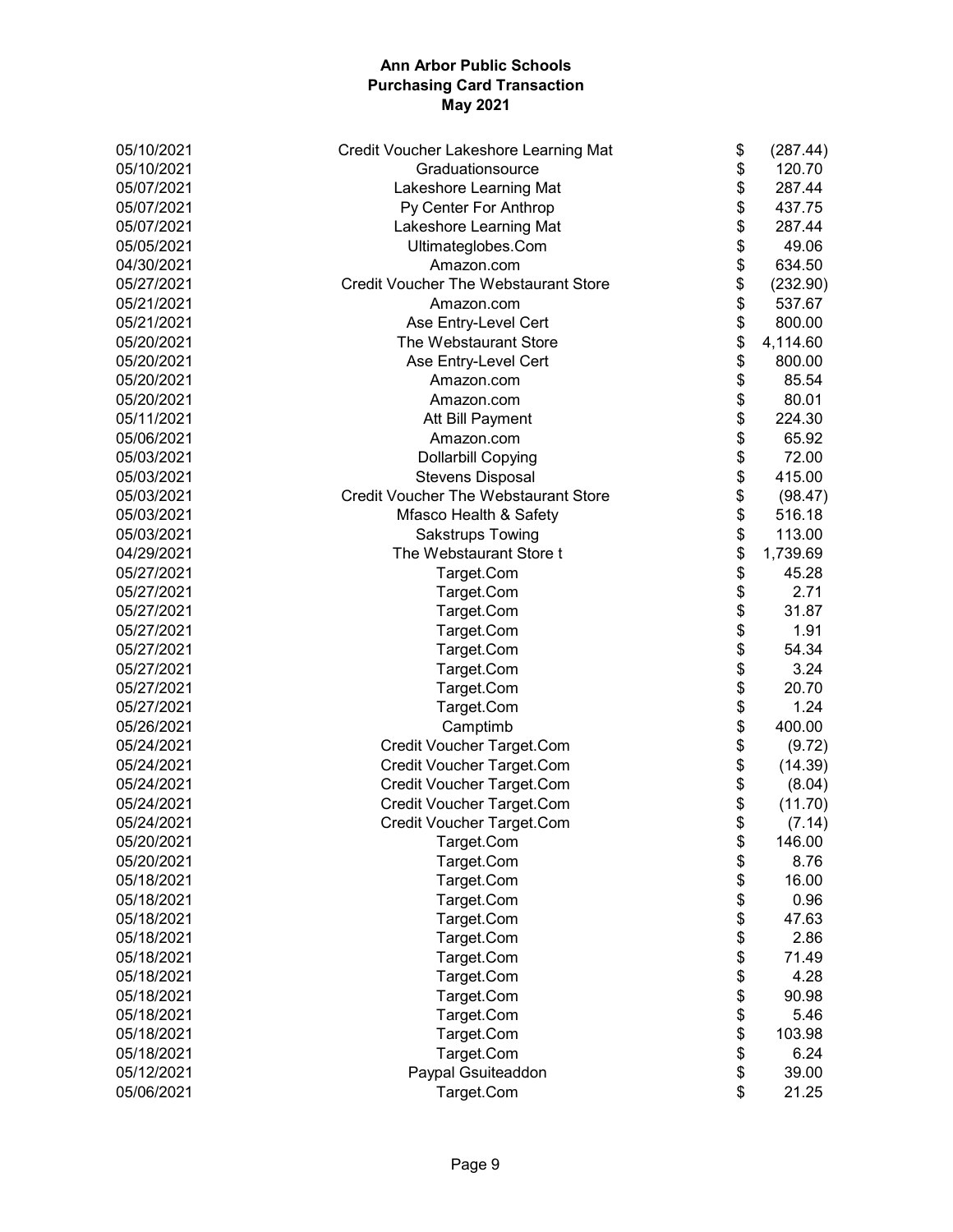**Ann Arbor Public Schools**
**Purchasing Card Transaction**
**May 2021**

| Date | Vendor | Amount |
|---|---|---|
| 05/10/2021 | Credit Voucher Lakeshore Learning Mat | $ (287.44) |
| 05/10/2021 | Graduationsource | $ 120.70 |
| 05/07/2021 | Lakeshore Learning Mat | $ 287.44 |
| 05/07/2021 | Py Center For Anthrop | $ 437.75 |
| 05/07/2021 | Lakeshore Learning Mat | $ 287.44 |
| 05/05/2021 | Ultimateglobes.Com | $ 49.06 |
| 04/30/2021 | Amazon.com | $ 634.50 |
| 05/27/2021 | Credit Voucher The Webstaurant Store | $ (232.90) |
| 05/21/2021 | Amazon.com | $ 537.67 |
| 05/21/2021 | Ase Entry-Level Cert | $ 800.00 |
| 05/20/2021 | The Webstaurant Store | $ 4,114.60 |
| 05/20/2021 | Ase Entry-Level Cert | $ 800.00 |
| 05/20/2021 | Amazon.com | $ 85.54 |
| 05/20/2021 | Amazon.com | $ 80.01 |
| 05/11/2021 | Att Bill Payment | $ 224.30 |
| 05/06/2021 | Amazon.com | $ 65.92 |
| 05/03/2021 | Dollarbill Copying | $ 72.00 |
| 05/03/2021 | Stevens Disposal | $ 415.00 |
| 05/03/2021 | Credit Voucher The Webstaurant Store | $ (98.47) |
| 05/03/2021 | Mfasco Health & Safety | $ 516.18 |
| 05/03/2021 | Sakstrups Towing | $ 113.00 |
| 04/29/2021 | The Webstaurant Store t | $ 1,739.69 |
| 05/27/2021 | Target.Com | $ 45.28 |
| 05/27/2021 | Target.Com | $ 2.71 |
| 05/27/2021 | Target.Com | $ 31.87 |
| 05/27/2021 | Target.Com | $ 1.91 |
| 05/27/2021 | Target.Com | $ 54.34 |
| 05/27/2021 | Target.Com | $ 3.24 |
| 05/27/2021 | Target.Com | $ 20.70 |
| 05/27/2021 | Target.Com | $ 1.24 |
| 05/26/2021 | Camptimb | $ 400.00 |
| 05/24/2021 | Credit Voucher Target.Com | $ (9.72) |
| 05/24/2021 | Credit Voucher Target.Com | $ (14.39) |
| 05/24/2021 | Credit Voucher Target.Com | $ (8.04) |
| 05/24/2021 | Credit Voucher Target.Com | $ (11.70) |
| 05/24/2021 | Credit Voucher Target.Com | $ (7.14) |
| 05/20/2021 | Target.Com | $ 146.00 |
| 05/20/2021 | Target.Com | $ 8.76 |
| 05/18/2021 | Target.Com | $ 16.00 |
| 05/18/2021 | Target.Com | $ 0.96 |
| 05/18/2021 | Target.Com | $ 47.63 |
| 05/18/2021 | Target.Com | $ 2.86 |
| 05/18/2021 | Target.Com | $ 71.49 |
| 05/18/2021 | Target.Com | $ 4.28 |
| 05/18/2021 | Target.Com | $ 90.98 |
| 05/18/2021 | Target.Com | $ 5.46 |
| 05/18/2021 | Target.Com | $ 103.98 |
| 05/18/2021 | Target.Com | $ 6.24 |
| 05/12/2021 | Paypal Gsuiteaddon | $ 39.00 |
| 05/06/2021 | Target.Com | $ 21.25 |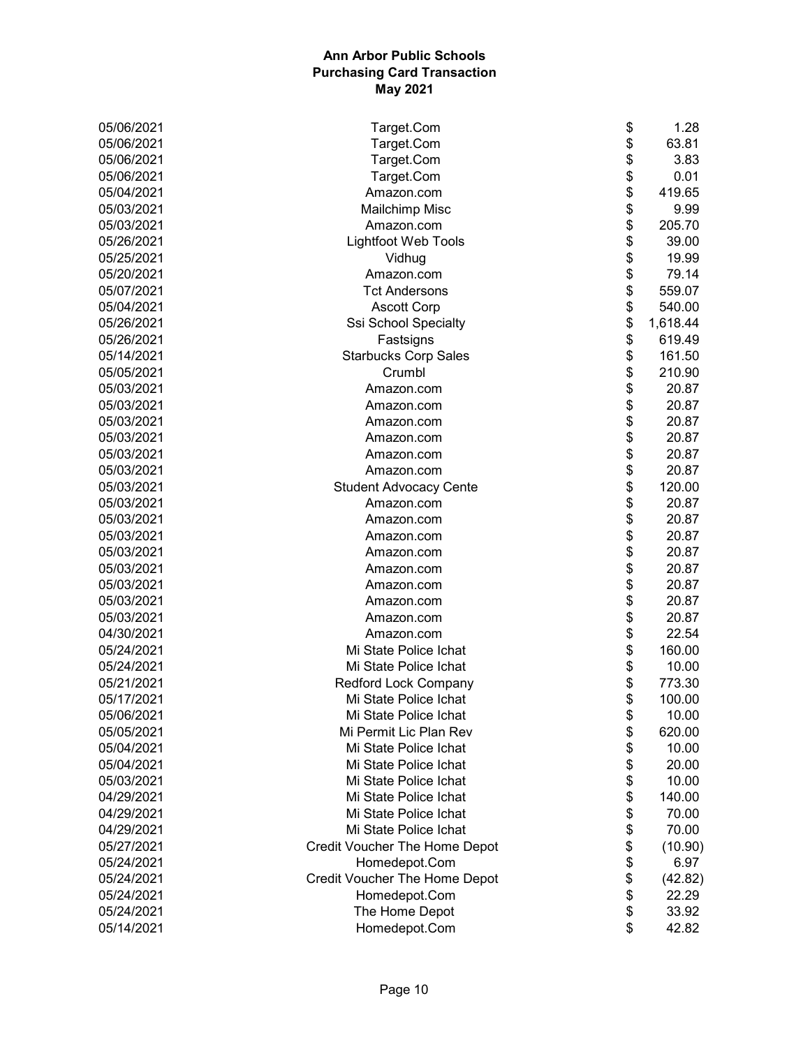# Ann Arbor Public Schools
## Purchasing Card Transaction
### May 2021

| Date | Vendor | Amount |
|---|---|---|
| 05/06/2021 | Target.Com | $ 1.28 |
| 05/06/2021 | Target.Com | $ 63.81 |
| 05/06/2021 | Target.Com | $ 3.83 |
| 05/06/2021 | Target.Com | $ 0.01 |
| 05/04/2021 | Amazon.com | $ 419.65 |
| 05/03/2021 | Mailchimp Misc | $ 9.99 |
| 05/03/2021 | Amazon.com | $ 205.70 |
| 05/26/2021 | Lightfoot Web Tools | $ 39.00 |
| 05/25/2021 | Vidhug | $ 19.99 |
| 05/20/2021 | Amazon.com | $ 79.14 |
| 05/07/2021 | Tct Andersons | $ 559.07 |
| 05/04/2021 | Ascott Corp | $ 540.00 |
| 05/26/2021 | Ssi School Specialty | $ 1,618.44 |
| 05/26/2021 | Fastsigns | $ 619.49 |
| 05/14/2021 | Starbucks Corp Sales | $ 161.50 |
| 05/05/2021 | Crumbl | $ 210.90 |
| 05/03/2021 | Amazon.com | $ 20.87 |
| 05/03/2021 | Amazon.com | $ 20.87 |
| 05/03/2021 | Amazon.com | $ 20.87 |
| 05/03/2021 | Amazon.com | $ 20.87 |
| 05/03/2021 | Amazon.com | $ 20.87 |
| 05/03/2021 | Amazon.com | $ 20.87 |
| 05/03/2021 | Student Advocacy Cente | $ 120.00 |
| 05/03/2021 | Amazon.com | $ 20.87 |
| 05/03/2021 | Amazon.com | $ 20.87 |
| 05/03/2021 | Amazon.com | $ 20.87 |
| 05/03/2021 | Amazon.com | $ 20.87 |
| 05/03/2021 | Amazon.com | $ 20.87 |
| 05/03/2021 | Amazon.com | $ 20.87 |
| 05/03/2021 | Amazon.com | $ 20.87 |
| 05/03/2021 | Amazon.com | $ 20.87 |
| 04/30/2021 | Amazon.com | $ 22.54 |
| 05/24/2021 | Mi State Police Ichat | $ 160.00 |
| 05/24/2021 | Mi State Police Ichat | $ 10.00 |
| 05/21/2021 | Redford Lock Company | $ 773.30 |
| 05/17/2021 | Mi State Police Ichat | $ 100.00 |
| 05/06/2021 | Mi State Police Ichat | $ 10.00 |
| 05/05/2021 | Mi Permit Lic Plan Rev | $ 620.00 |
| 05/04/2021 | Mi State Police Ichat | $ 10.00 |
| 05/04/2021 | Mi State Police Ichat | $ 20.00 |
| 05/03/2021 | Mi State Police Ichat | $ 10.00 |
| 04/29/2021 | Mi State Police Ichat | $ 140.00 |
| 04/29/2021 | Mi State Police Ichat | $ 70.00 |
| 04/29/2021 | Mi State Police Ichat | $ 70.00 |
| 05/27/2021 | Credit Voucher The Home Depot | $ (10.90) |
| 05/24/2021 | Homedepot.Com | $ 6.97 |
| 05/24/2021 | Credit Voucher The Home Depot | $ (42.82) |
| 05/24/2021 | Homedepot.Com | $ 22.29 |
| 05/24/2021 | The Home Depot | $ 33.92 |
| 05/14/2021 | Homedepot.Com | $ 42.82 |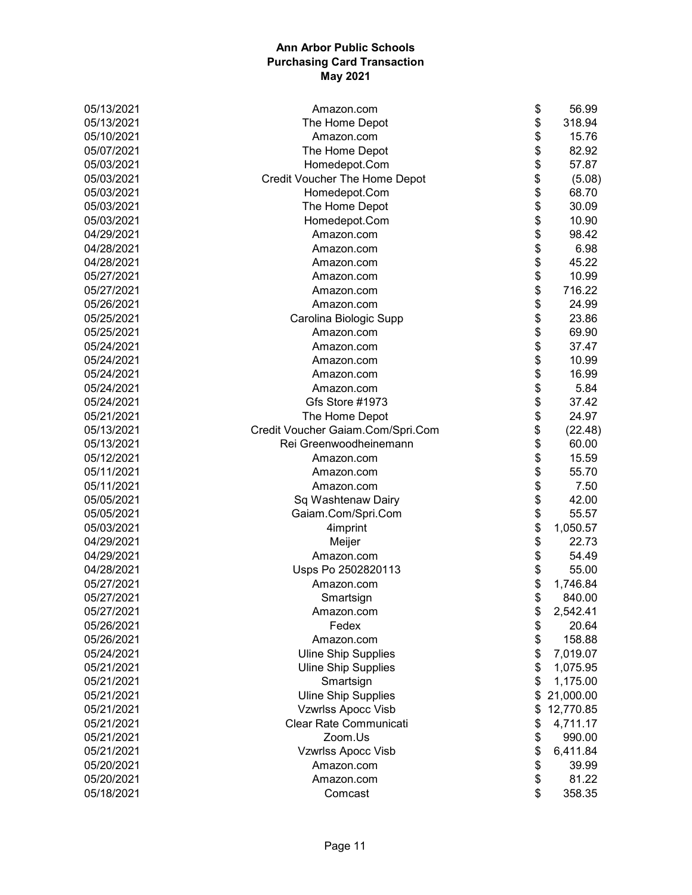**Ann Arbor Public Schools**
**Purchasing Card Transaction**
**May 2021**

| Date | Vendor | Amount |
|---|---|---|
| 05/13/2021 | Amazon.com | $ 56.99 |
| 05/13/2021 | The Home Depot | $ 318.94 |
| 05/10/2021 | Amazon.com | $ 15.76 |
| 05/07/2021 | The Home Depot | $ 82.92 |
| 05/03/2021 | Homedepot.Com | $ 57.87 |
| 05/03/2021 | Credit Voucher The Home Depot | $ (5.08) |
| 05/03/2021 | Homedepot.Com | $ 68.70 |
| 05/03/2021 | The Home Depot | $ 30.09 |
| 05/03/2021 | Homedepot.Com | $ 10.90 |
| 04/29/2021 | Amazon.com | $ 98.42 |
| 04/28/2021 | Amazon.com | $ 6.98 |
| 04/28/2021 | Amazon.com | $ 45.22 |
| 05/27/2021 | Amazon.com | $ 10.99 |
| 05/27/2021 | Amazon.com | $ 716.22 |
| 05/26/2021 | Amazon.com | $ 24.99 |
| 05/25/2021 | Carolina Biologic Supp | $ 23.86 |
| 05/25/2021 | Amazon.com | $ 69.90 |
| 05/24/2021 | Amazon.com | $ 37.47 |
| 05/24/2021 | Amazon.com | $ 10.99 |
| 05/24/2021 | Amazon.com | $ 16.99 |
| 05/24/2021 | Amazon.com | $ 5.84 |
| 05/24/2021 | Gfs Store #1973 | $ 37.42 |
| 05/21/2021 | The Home Depot | $ 24.97 |
| 05/13/2021 | Credit Voucher Gaiam.Com/Spri.Com | $ (22.48) |
| 05/13/2021 | Rei Greenwoodheinemann | $ 60.00 |
| 05/12/2021 | Amazon.com | $ 15.59 |
| 05/11/2021 | Amazon.com | $ 55.70 |
| 05/11/2021 | Amazon.com | $ 7.50 |
| 05/05/2021 | Sq Washtenaw Dairy | $ 42.00 |
| 05/05/2021 | Gaiam.Com/Spri.Com | $ 55.57 |
| 05/03/2021 | 4imprint | $ 1,050.57 |
| 04/29/2021 | Meijer | $ 22.73 |
| 04/29/2021 | Amazon.com | $ 54.49 |
| 04/28/2021 | Usps Po 2502820113 | $ 55.00 |
| 05/27/2021 | Amazon.com | $ 1,746.84 |
| 05/27/2021 | Smartsign | $ 840.00 |
| 05/27/2021 | Amazon.com | $ 2,542.41 |
| 05/26/2021 | Fedex | $ 20.64 |
| 05/26/2021 | Amazon.com | $ 158.88 |
| 05/24/2021 | Uline Ship Supplies | $ 7,019.07 |
| 05/21/2021 | Uline Ship Supplies | $ 1,075.95 |
| 05/21/2021 | Smartsign | $ 1,175.00 |
| 05/21/2021 | Uline Ship Supplies | $ 21,000.00 |
| 05/21/2021 | Vzwrlss Apocc Visb | $ 12,770.85 |
| 05/21/2021 | Clear Rate Communicati | $ 4,711.17 |
| 05/21/2021 | Zoom.Us | $ 990.00 |
| 05/21/2021 | Vzwrlss Apocc Visb | $ 6,411.84 |
| 05/20/2021 | Amazon.com | $ 39.99 |
| 05/20/2021 | Amazon.com | $ 81.22 |
| 05/18/2021 | Comcast | $ 358.35 |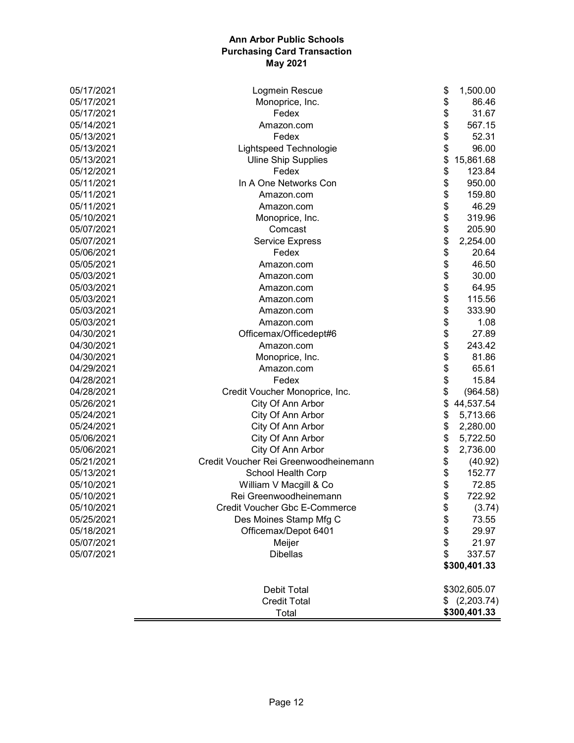**Ann Arbor Public Schools**
**Purchasing Card Transaction**
**May 2021**

| | | |
|---|---|---|
| 05/17/2021 | Logmein Rescue | $ 1,500.00 |
| 05/17/2021 | Monoprice, Inc. | $ 86.46 |
| 05/17/2021 | Fedex | $ 31.67 |
| 05/14/2021 | Amazon.com | $ 567.15 |
| 05/13/2021 | Fedex | $ 52.31 |
| 05/13/2021 | Lightspeed Technologie | $ 96.00 |
| 05/13/2021 | Uline Ship Supplies | $ 15,861.68 |
| 05/12/2021 | Fedex | $ 123.84 |
| 05/11/2021 | In A One Networks Con | $ 950.00 |
| 05/11/2021 | Amazon.com | $ 159.80 |
| 05/11/2021 | Amazon.com | $ 46.29 |
| 05/10/2021 | Monoprice, Inc. | $ 319.96 |
| 05/07/2021 | Comcast | $ 205.90 |
| 05/07/2021 | Service Express | $ 2,254.00 |
| 05/06/2021 | Fedex | $ 20.64 |
| 05/05/2021 | Amazon.com | $ 46.50 |
| 05/03/2021 | Amazon.com | $ 30.00 |
| 05/03/2021 | Amazon.com | $ 64.95 |
| 05/03/2021 | Amazon.com | $ 115.56 |
| 05/03/2021 | Amazon.com | $ 333.90 |
| 05/03/2021 | Amazon.com | $ 1.08 |
| 04/30/2021 | Officemax/Officedept#6 | $ 27.89 |
| 04/30/2021 | Amazon.com | $ 243.42 |
| 04/30/2021 | Monoprice, Inc. | $ 81.86 |
| 04/29/2021 | Amazon.com | $ 65.61 |
| 04/28/2021 | Fedex | $ 15.84 |
| 04/28/2021 | Credit Voucher Monoprice, Inc. | $ (964.58) |
| 05/26/2021 | City Of Ann Arbor | $ 44,537.54 |
| 05/24/2021 | City Of Ann Arbor | $ 5,713.66 |
| 05/24/2021 | City Of Ann Arbor | $ 2,280.00 |
| 05/06/2021 | City Of Ann Arbor | $ 5,722.50 |
| 05/06/2021 | City Of Ann Arbor | $ 2,736.00 |
| 05/21/2021 | Credit Voucher Rei Greenwoodheinemann | $ (40.92) |
| 05/13/2021 | School Health Corp | $ 152.77 |
| 05/10/2021 | William V Macgill & Co | $ 72.85 |
| 05/10/2021 | Rei Greenwoodheinemann | $ 722.92 |
| 05/10/2021 | Credit Voucher Gbc E-Commerce | $ (3.74) |
| 05/25/2021 | Des Moines Stamp Mfg C | $ 73.55 |
| 05/18/2021 | Officemax/Depot 6401 | $ 29.97 |
| 05/07/2021 | Meijer | $ 21.97 |
| 05/07/2021 | Dibellas | $ 337.57 |
| | | **$300,401.33** |
| | Debit Total | $302,605.07 |
| | Credit Total | $ (2,203.74) |
| | Total | **$300,401.33** |